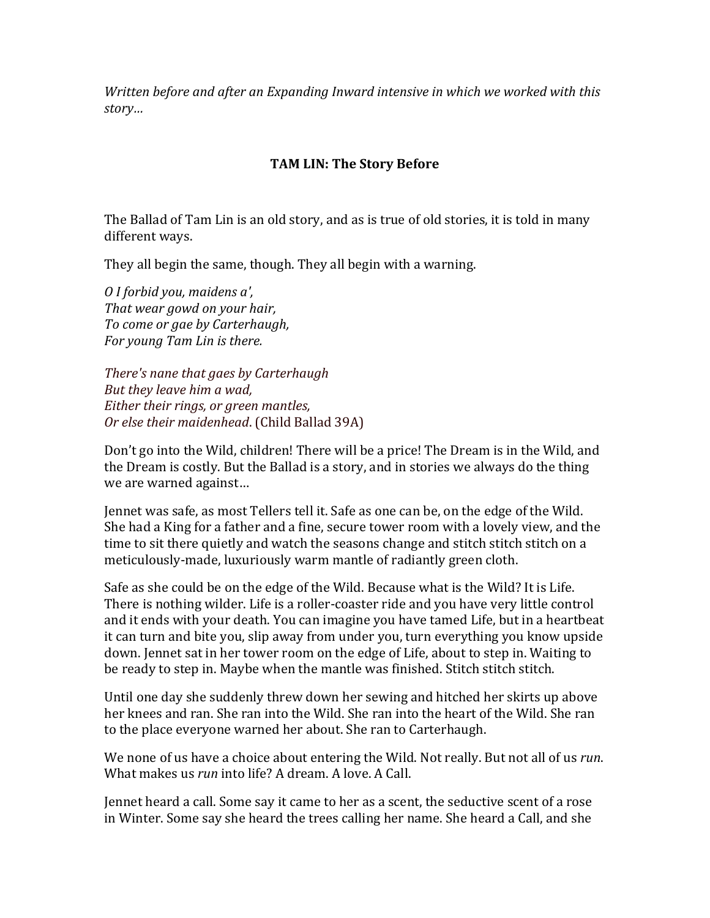*Written before and after an Expanding Inward intensive in which we worked with this story…*

## TAM LIN: The Story Before

The Ballad of Tam Lin is an old story, and as is true of old stories, it is told in many different ways.

They all begin the same, though. They all begin with a warning.

*O I forbid you, maidens a',*  
*That wear gowd on your hair,*  
*To come or gae by Carterhaugh,*  
*For young Tam Lin is there.*

*There's nane that gaes by Carterhaugh*  
*But they leave him a wad,*  
*Either their rings, or green mantles,*  
*Or else their maidenhead*. (Child Ballad 39A)

Don't go into the Wild, children! There will be a price! The Dream is in the Wild, and the Dream is costly. But the Ballad is a story, and in stories we always do the thing we are warned against…

Jennet was safe, as most Tellers tell it. Safe as one can be, on the edge of the Wild. She had a King for a father and a fine, secure tower room with a lovely view, and the time to sit there quietly and watch the seasons change and stitch stitch stitch on a meticulously-made, luxuriously warm mantle of radiantly green cloth.

Safe as she could be on the edge of the Wild. Because what is the Wild? It is Life. There is nothing wilder. Life is a roller-coaster ride and you have very little control and it ends with your death. You can imagine you have tamed Life, but in a heartbeat it can turn and bite you, slip away from under you, turn everything you know upside down. Jennet sat in her tower room on the edge of Life, about to step in. Waiting to be ready to step in. Maybe when the mantle was finished. Stitch stitch stitch.

Until one day she suddenly threw down her sewing and hitched her skirts up above her knees and ran. She ran into the Wild. She ran into the heart of the Wild. She ran to the place everyone warned her about. She ran to Carterhaugh.

We none of us have a choice about entering the Wild. Not really. But not all of us *run*. What makes us *run* into life? A dream. A love. A Call.

Jennet heard a call. Some say it came to her as a scent, the seductive scent of a rose in Winter. Some say she heard the trees calling her name. She heard a Call, and she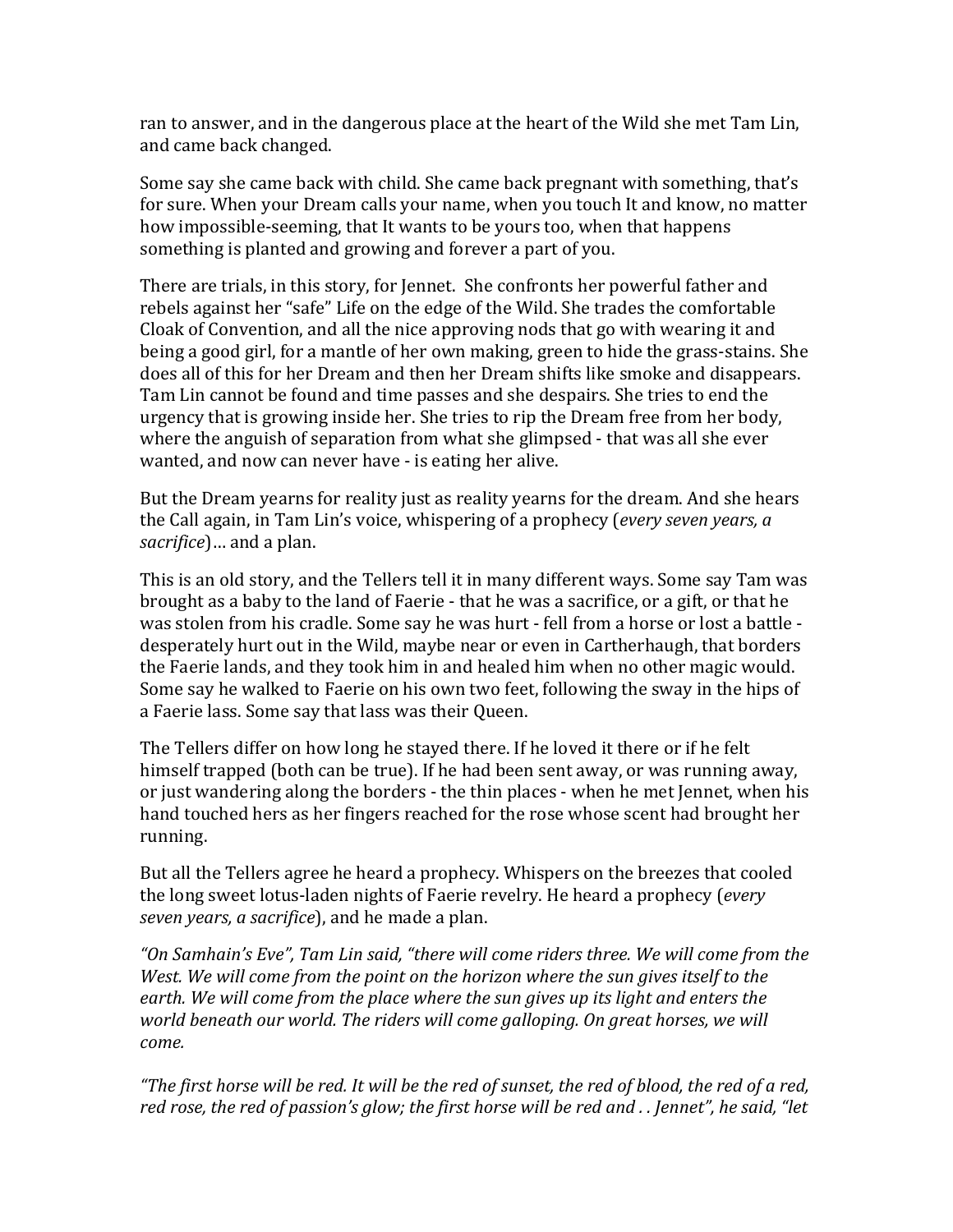ran to answer, and in the dangerous place at the heart of the Wild she met Tam Lin, and came back changed.

Some say she came back with child. She came back pregnant with something, that's for sure. When your Dream calls your name, when you touch It and know, no matter how impossible-seeming, that It wants to be yours too, when that happens something is planted and growing and forever a part of you.

There are trials, in this story, for Jennet. She confronts her powerful father and rebels against her "safe" Life on the edge of the Wild. She trades the comfortable Cloak of Convention, and all the nice approving nods that go with wearing it and being a good girl, for a mantle of her own making, green to hide the grass-stains. She does all of this for her Dream and then her Dream shifts like smoke and disappears. Tam Lin cannot be found and time passes and she despairs. She tries to end the urgency that is growing inside her. She tries to rip the Dream free from her body, where the anguish of separation from what she glimpsed - that was all she ever wanted, and now can never have - is eating her alive.

But the Dream yearns for reality just as reality yearns for the dream. And she hears the Call again, in Tam Lin's voice, whispering of a prophecy (*every seven years, a sacrifice*)… and a plan.

This is an old story, and the Tellers tell it in many different ways. Some say Tam was brought as a baby to the land of Faerie - that he was a sacrifice, or a gift, or that he was stolen from his cradle. Some say he was hurt - fell from a horse or lost a battle - desperately hurt out in the Wild, maybe near or even in Cartherhaugh, that borders the Faerie lands, and they took him in and healed him when no other magic would. Some say he walked to Faerie on his own two feet, following the sway in the hips of a Faerie lass. Some say that lass was their Queen.

The Tellers differ on how long he stayed there. If he loved it there or if he felt himself trapped (both can be true). If he had been sent away, or was running away, or just wandering along the borders - the thin places - when he met Jennet, when his hand touched hers as her fingers reached for the rose whose scent had brought her running.

But all the Tellers agree he heard a prophecy. Whispers on the breezes that cooled the long sweet lotus-laden nights of Faerie revelry. He heard a prophecy (*every seven years, a sacrifice*), and he made a plan.

*"On Samhain's Eve", Tam Lin said, "there will come riders three. We will come from the West. We will come from the point on the horizon where the sun gives itself to the earth. We will come from the place where the sun gives up its light and enters the world beneath our world. The riders will come galloping. On great horses, we will come.*

*"The first horse will be red. It will be the red of sunset, the red of blood, the red of a red, red rose, the red of passion's glow; the first horse will be red and . . Jennet", he said, "let*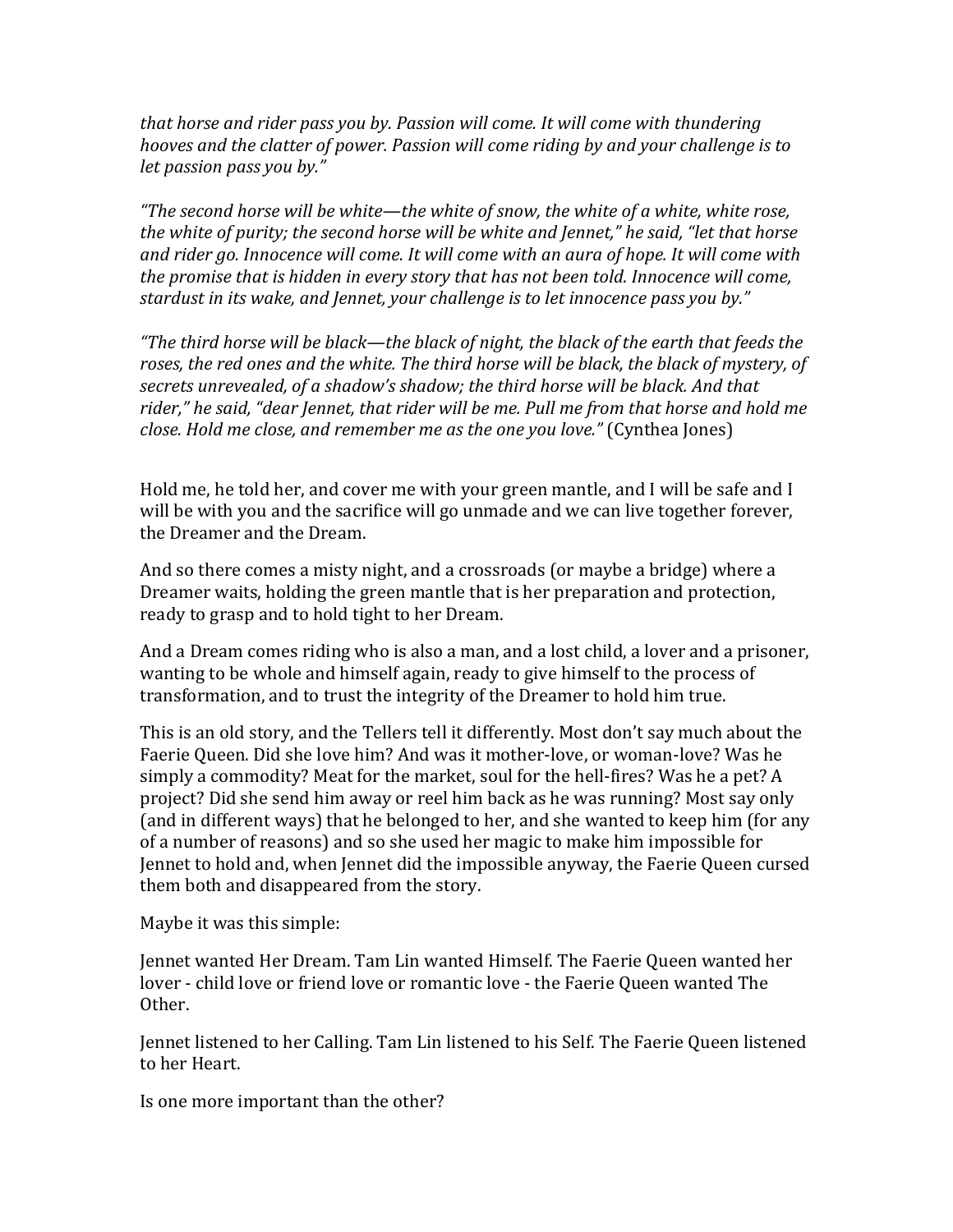*that horse and rider pass you by. Passion will come. It will come with thundering hooves and the clatter of power. Passion will come riding by and your challenge is to let passion pass you by."*

*"The second horse will be white—the white of snow, the white of a white, white rose, the white of purity; the second horse will be white and Jennet," he said, "let that horse and rider go. Innocence will come. It will come with an aura of hope. It will come with the promise that is hidden in every story that has not been told. Innocence will come, stardust in its wake, and Jennet, your challenge is to let innocence pass you by."*

*"The third horse will be black—the black of night, the black of the earth that feeds the roses, the red ones and the white. The third horse will be black, the black of mystery, of secrets unrevealed, of a shadow's shadow; the third horse will be black. And that rider," he said, "dear Jennet, that rider will be me. Pull me from that horse and hold me close. Hold me close, and remember me as the one you love."* (Cynthea Jones)

Hold me, he told her, and cover me with your green mantle, and I will be safe and I will be with you and the sacrifice will go unmade and we can live together forever, the Dreamer and the Dream.

And so there comes a misty night, and a crossroads (or maybe a bridge) where a Dreamer waits, holding the green mantle that is her preparation and protection, ready to grasp and to hold tight to her Dream.

And a Dream comes riding who is also a man, and a lost child, a lover and a prisoner, wanting to be whole and himself again, ready to give himself to the process of transformation, and to trust the integrity of the Dreamer to hold him true.

This is an old story, and the Tellers tell it differently. Most don't say much about the Faerie Queen. Did she love him? And was it mother-love, or woman-love? Was he simply a commodity? Meat for the market, soul for the hell-fires? Was he a pet? A project? Did she send him away or reel him back as he was running? Most say only (and in different ways) that he belonged to her, and she wanted to keep him (for any of a number of reasons) and so she used her magic to make him impossible for Jennet to hold and, when Jennet did the impossible anyway, the Faerie Queen cursed them both and disappeared from the story.

Maybe it was this simple:

Jennet wanted Her Dream. Tam Lin wanted Himself. The Faerie Queen wanted her lover - child love or friend love or romantic love - the Faerie Queen wanted The Other.

Jennet listened to her Calling. Tam Lin listened to his Self. The Faerie Queen listened to her Heart.

Is one more important than the other?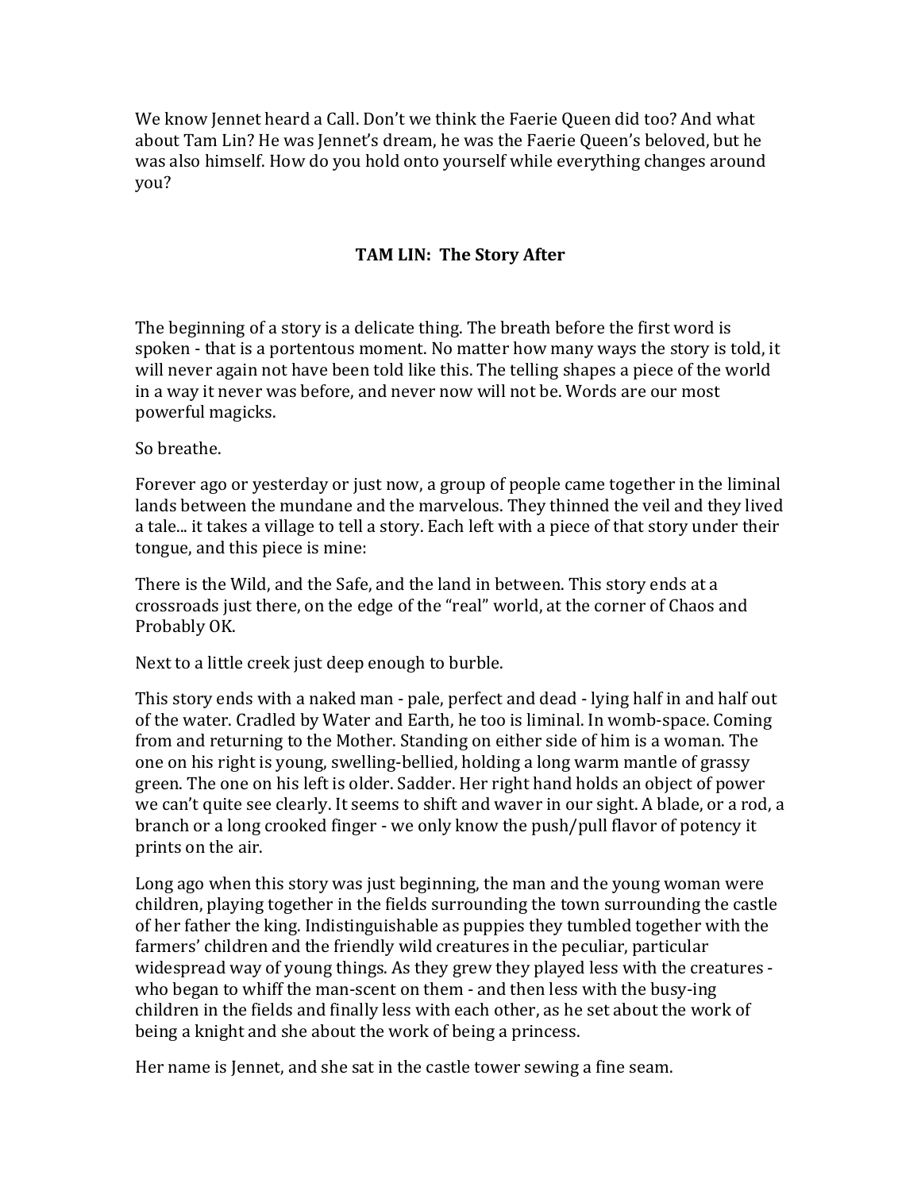We know Jennet heard a Call. Don't we think the Faerie Queen did too? And what about Tam Lin? He was Jennet's dream, he was the Faerie Queen's beloved, but he was also himself. How do you hold onto yourself while everything changes around you?

## TAM LIN: The Story After

The beginning of a story is a delicate thing. The breath before the first word is spoken - that is a portentous moment. No matter how many ways the story is told, it will never again not have been told like this. The telling shapes a piece of the world in a way it never was before, and never now will not be. Words are our most powerful magicks.

So breathe.

Forever ago or yesterday or just now, a group of people came together in the liminal lands between the mundane and the marvelous. They thinned the veil and they lived a tale... it takes a village to tell a story. Each left with a piece of that story under their tongue, and this piece is mine:

There is the Wild, and the Safe, and the land in between. This story ends at a crossroads just there, on the edge of the "real" world, at the corner of Chaos and Probably OK.

Next to a little creek just deep enough to burble.

This story ends with a naked man - pale, perfect and dead - lying half in and half out of the water. Cradled by Water and Earth, he too is liminal. In womb-space. Coming from and returning to the Mother. Standing on either side of him is a woman. The one on his right is young, swelling-bellied, holding a long warm mantle of grassy green. The one on his left is older. Sadder. Her right hand holds an object of power we can't quite see clearly. It seems to shift and waver in our sight. A blade, or a rod, a branch or a long crooked finger - we only know the push/pull flavor of potency it prints on the air.

Long ago when this story was just beginning, the man and the young woman were children, playing together in the fields surrounding the town surrounding the castle of her father the king. Indistinguishable as puppies they tumbled together with the farmers' children and the friendly wild creatures in the peculiar, particular widespread way of young things. As they grew they played less with the creatures - who began to whiff the man-scent on them - and then less with the busy-ing children in the fields and finally less with each other, as he set about the work of being a knight and she about the work of being a princess.

Her name is Jennet, and she sat in the castle tower sewing a fine seam.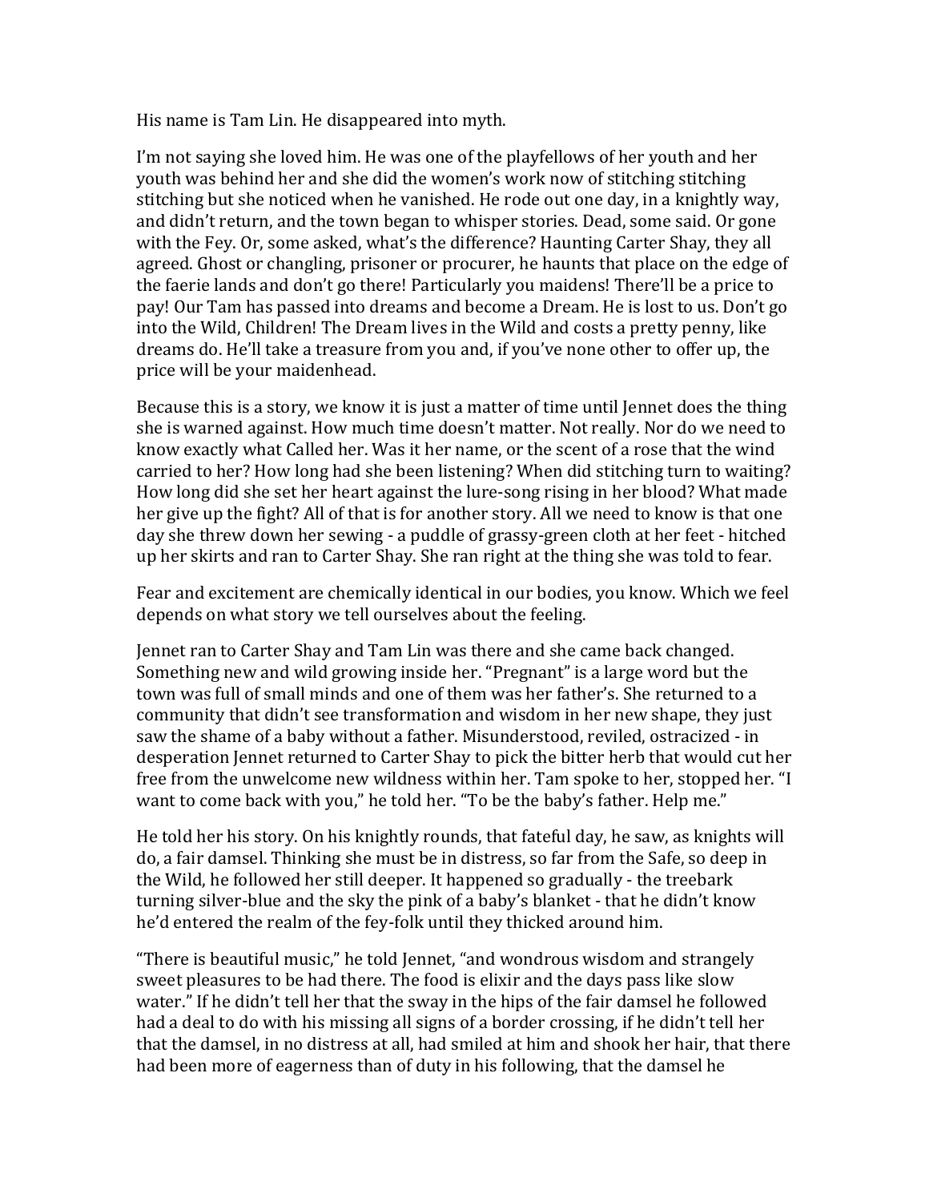His name is Tam Lin. He disappeared into myth.

I'm not saying she loved him. He was one of the playfellows of her youth and her youth was behind her and she did the women's work now of stitching stitching stitching but she noticed when he vanished. He rode out one day, in a knightly way, and didn't return, and the town began to whisper stories. Dead, some said. Or gone with the Fey. Or, some asked, what's the difference? Haunting Carter Shay, they all agreed. Ghost or changling, prisoner or procurer, he haunts that place on the edge of the faerie lands and don't go there! Particularly you maidens! There'll be a price to pay! Our Tam has passed into dreams and become a Dream. He is lost to us. Don't go into the Wild, Children! The Dream lives in the Wild and costs a pretty penny, like dreams do. He'll take a treasure from you and, if you've none other to offer up, the price will be your maidenhead.

Because this is a story, we know it is just a matter of time until Jennet does the thing she is warned against. How much time doesn't matter. Not really. Nor do we need to know exactly what Called her. Was it her name, or the scent of a rose that the wind carried to her? How long had she been listening? When did stitching turn to waiting? How long did she set her heart against the lure-song rising in her blood? What made her give up the fight? All of that is for another story. All we need to know is that one day she threw down her sewing - a puddle of grassy-green cloth at her feet - hitched up her skirts and ran to Carter Shay. She ran right at the thing she was told to fear.

Fear and excitement are chemically identical in our bodies, you know. Which we feel depends on what story we tell ourselves about the feeling.

Jennet ran to Carter Shay and Tam Lin was there and she came back changed. Something new and wild growing inside her. "Pregnant" is a large word but the town was full of small minds and one of them was her father's. She returned to a community that didn't see transformation and wisdom in her new shape, they just saw the shame of a baby without a father. Misunderstood, reviled, ostracized - in desperation Jennet returned to Carter Shay to pick the bitter herb that would cut her free from the unwelcome new wildness within her. Tam spoke to her, stopped her. "I want to come back with you," he told her. "To be the baby's father. Help me."

He told her his story. On his knightly rounds, that fateful day, he saw, as knights will do, a fair damsel. Thinking she must be in distress, so far from the Safe, so deep in the Wild, he followed her still deeper. It happened so gradually - the treebark turning silver-blue and the sky the pink of a baby's blanket - that he didn't know he'd entered the realm of the fey-folk until they thicked around him.

"There is beautiful music," he told Jennet, "and wondrous wisdom and strangely sweet pleasures to be had there. The food is elixir and the days pass like slow water." If he didn't tell her that the sway in the hips of the fair damsel he followed had a deal to do with his missing all signs of a border crossing, if he didn't tell her that the damsel, in no distress at all, had smiled at him and shook her hair, that there had been more of eagerness than of duty in his following, that the damsel he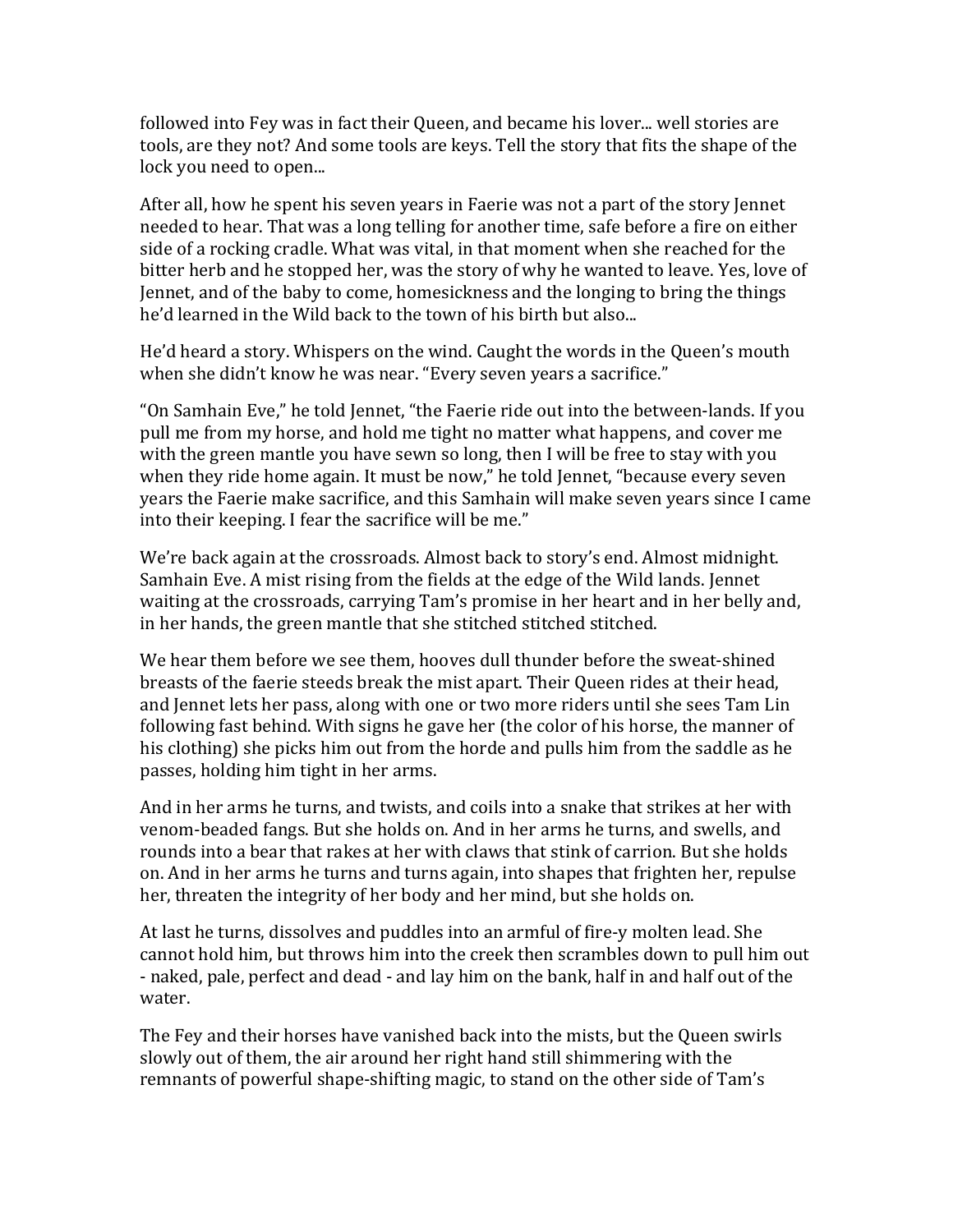followed into Fey was in fact their Queen, and became his lover... well stories are tools, are they not? And some tools are keys. Tell the story that fits the shape of the lock you need to open...

After all, how he spent his seven years in Faerie was not a part of the story Jennet needed to hear. That was a long telling for another time, safe before a fire on either side of a rocking cradle. What was vital, in that moment when she reached for the bitter herb and he stopped her, was the story of why he wanted to leave. Yes, love of Jennet, and of the baby to come, homesickness and the longing to bring the things he'd learned in the Wild back to the town of his birth but also...

He'd heard a story. Whispers on the wind. Caught the words in the Queen's mouth when she didn't know he was near. "Every seven years a sacrifice."

"On Samhain Eve," he told Jennet, "the Faerie ride out into the between-lands. If you pull me from my horse, and hold me tight no matter what happens, and cover me with the green mantle you have sewn so long, then I will be free to stay with you when they ride home again. It must be now," he told Jennet, "because every seven years the Faerie make sacrifice, and this Samhain will make seven years since I came into their keeping. I fear the sacrifice will be me."

We're back again at the crossroads. Almost back to story's end. Almost midnight. Samhain Eve. A mist rising from the fields at the edge of the Wild lands. Jennet waiting at the crossroads, carrying Tam's promise in her heart and in her belly and, in her hands, the green mantle that she stitched stitched stitched.

We hear them before we see them, hooves dull thunder before the sweat-shined breasts of the faerie steeds break the mist apart. Their Queen rides at their head, and Jennet lets her pass, along with one or two more riders until she sees Tam Lin following fast behind. With signs he gave her (the color of his horse, the manner of his clothing) she picks him out from the horde and pulls him from the saddle as he passes, holding him tight in her arms.

And in her arms he turns, and twists, and coils into a snake that strikes at her with venom-beaded fangs. But she holds on. And in her arms he turns, and swells, and rounds into a bear that rakes at her with claws that stink of carrion. But she holds on. And in her arms he turns and turns again, into shapes that frighten her, repulse her, threaten the integrity of her body and her mind, but she holds on.

At last he turns, dissolves and puddles into an armful of fire-y molten lead. She cannot hold him, but throws him into the creek then scrambles down to pull him out - naked, pale, perfect and dead - and lay him on the bank, half in and half out of the water.

The Fey and their horses have vanished back into the mists, but the Queen swirls slowly out of them, the air around her right hand still shimmering with the remnants of powerful shape-shifting magic, to stand on the other side of Tam's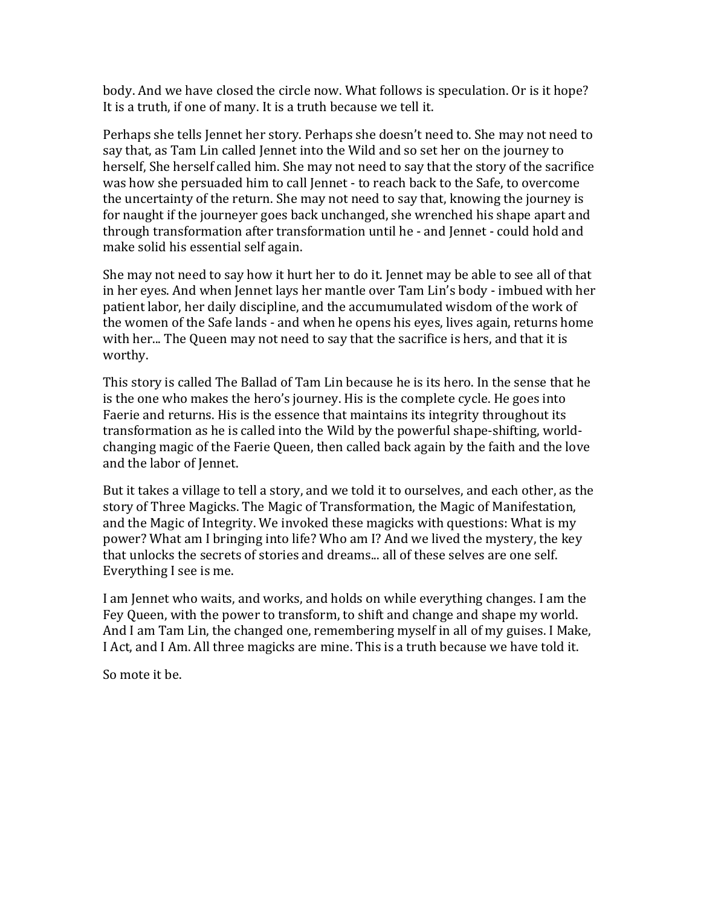body. And we have closed the circle now. What follows is speculation. Or is it hope? It is a truth, if one of many. It is a truth because we tell it.

Perhaps she tells Jennet her story. Perhaps she doesn't need to. She may not need to say that, as Tam Lin called Jennet into the Wild and so set her on the journey to herself, She herself called him. She may not need to say that the story of the sacrifice was how she persuaded him to call Jennet - to reach back to the Safe, to overcome the uncertainty of the return. She may not need to say that, knowing the journey is for naught if the journeyer goes back unchanged, she wrenched his shape apart and through transformation after transformation until he - and Jennet - could hold and make solid his essential self again.

She may not need to say how it hurt her to do it. Jennet may be able to see all of that in her eyes. And when Jennet lays her mantle over Tam Lin's body - imbued with her patient labor, her daily discipline, and the accumumulated wisdom of the work of the women of the Safe lands - and when he opens his eyes, lives again, returns home with her... The Queen may not need to say that the sacrifice is hers, and that it is worthy.

This story is called The Ballad of Tam Lin because he is its hero. In the sense that he is the one who makes the hero's journey. His is the complete cycle. He goes into Faerie and returns. His is the essence that maintains its integrity throughout its transformation as he is called into the Wild by the powerful shape-shifting, world-changing magic of the Faerie Queen, then called back again by the faith and the love and the labor of Jennet.

But it takes a village to tell a story, and we told it to ourselves, and each other, as the story of Three Magicks. The Magic of Transformation, the Magic of Manifestation, and the Magic of Integrity. We invoked these magicks with questions: What is my power? What am I bringing into life? Who am I? And we lived the mystery, the key that unlocks the secrets of stories and dreams... all of these selves are one self. Everything I see is me.

I am Jennet who waits, and works, and holds on while everything changes. I am the Fey Queen, with the power to transform, to shift and change and shape my world. And I am Tam Lin, the changed one, remembering myself in all of my guises. I Make, I Act, and I Am. All three magicks are mine. This is a truth because we have told it.

So mote it be.